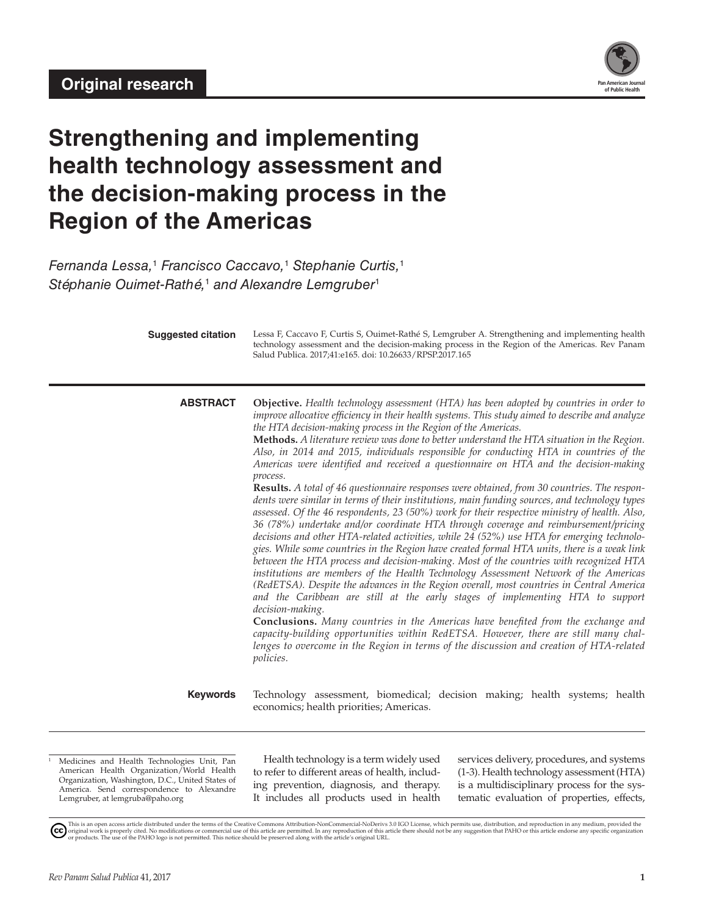Original research

# Strengthening and implementing health technology assessment and the decision-making process in the Region of the Americas

*Fernanda Lessa,*[1] *Francisco Caccavo,*[1] *Stephanie Curtis,*[1] *Stéphanie Ouimet-Rathé,*[1] *and Alexandre Lemgruber*[1]

**Suggested citation** Lessa F, Caccavo F, Curtis S, Ouimet-Rathé S, Lemgruber A. Strengthening and implementing health technology assessment and the decision-making process in the Region of the Americas. Rev Panam Salud Publica. 2017;41:e165. doi: 10.26633/RPSP.2017.165

**ABSTRACT**

**Objective.** *Health technology assessment (HTA) has been adopted by countries in order to improve allocative efficiency in their health systems. This study aimed to describe and analyze the HTA decision-making process in the Region of the Americas.*

**Methods.** *A literature review was done to better understand the HTA situation in the Region. Also, in 2014 and 2015, individuals responsible for conducting HTA in countries of the Americas were identified and received a questionnaire on HTA and the decision-making process.*

**Results.** *A total of 46 questionnaire responses were obtained, from 30 countries. The respondents were similar in terms of their institutions, main funding sources, and technology types assessed. Of the 46 respondents, 23 (50%) work for their respective ministry of health. Also, 36 (78%) undertake and/or coordinate HTA through coverage and reimbursement/pricing decisions and other HTA-related activities, while 24 (52%) use HTA for emerging technologies. While some countries in the Region have created formal HTA units, there is a weak link between the HTA process and decision-making. Most of the countries with recognized HTA institutions are members of the Health Technology Assessment Network of the Americas (RedETSA). Despite the advances in the Region overall, most countries in Central America and the Caribbean are still at the early stages of implementing HTA to support decision-making.*

**Conclusions.** *Many countries in the Americas have benefited from the exchange and capacity-building opportunities within RedETSA. However, there are still many challenges to overcome in the Region in terms of the discussion and creation of HTA-related policies.*

**Keywords** Technology assessment, biomedical; decision making; health systems; health economics; health priorities; Americas.

[1] Medicines and Health Technologies Unit, Pan American Health Organization/World Health Organization, Washington, D.C., United States of America. Send correspondence to Alexandre Lemgruber, at lemgruba@paho.org

Health technology is a term widely used to refer to different areas of health, including prevention, diagnosis, and therapy. It includes all products used in health services delivery, procedures, and systems (1-3). Health technology assessment (HTA) is a multidisciplinary process for the systematic evaluation of properties, effects,

This is an open access article distributed under the terms of the Creative Commons Attribution-NonCommercial-NoDerivs 3.0 IGO License, which permits use, distribution, and reproduction in any medium, provided the original work is properly cited. No modifications or commercial use of this article are permitted. In any reproduction of this article there should not be any suggestion that PAHO or this article endorse any specific organization or products. The use of the PAHO logo is not permitted. This notice should be preserved along with the article's original URL.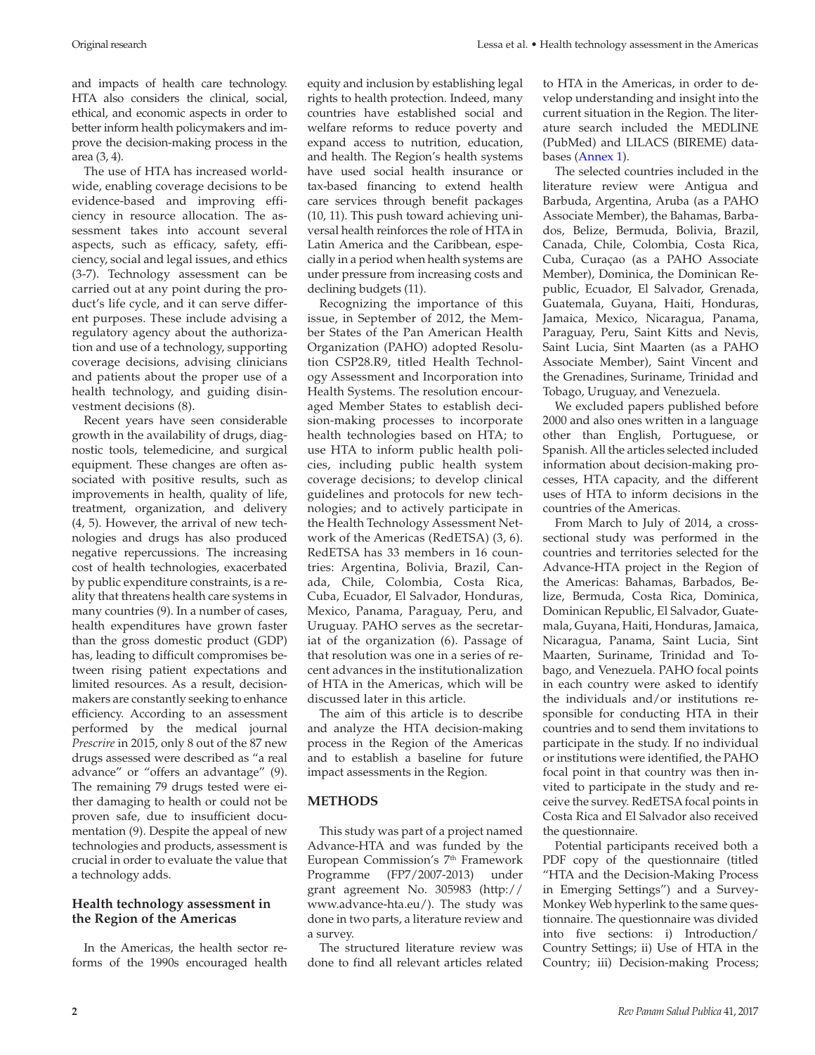and impacts of health care technology. HTA also considers the clinical, social, ethical, and economic aspects in order to better inform health policymakers and improve the decision-making process in the area (3, 4).

The use of HTA has increased worldwide, enabling coverage decisions to be evidence-based and improving efficiency in resource allocation. The assessment takes into account several aspects, such as efficacy, safety, efficiency, social and legal issues, and ethics (3-7). Technology assessment can be carried out at any point during the product's life cycle, and it can serve different purposes. These include advising a regulatory agency about the authorization and use of a technology, supporting coverage decisions, advising clinicians and patients about the proper use of a health technology, and guiding disinvestment decisions (8).

Recent years have seen considerable growth in the availability of drugs, diagnostic tools, telemedicine, and surgical equipment. These changes are often associated with positive results, such as improvements in health, quality of life, treatment, organization, and delivery (4, 5). However, the arrival of new technologies and drugs has also produced negative repercussions. The increasing cost of health technologies, exacerbated by public expenditure constraints, is a reality that threatens health care systems in many countries (9). In a number of cases, health expenditures have grown faster than the gross domestic product (GDP) has, leading to difficult compromises between rising patient expectations and limited resources. As a result, decision-makers are constantly seeking to enhance efficiency. According to an assessment performed by the medical journal *Prescrire* in 2015, only 8 out of the 87 new drugs assessed were described as "a real advance" or "offers an advantage" (9). The remaining 79 drugs tested were either damaging to health or could not be proven safe, due to insufficient documentation (9). Despite the appeal of new technologies and products, assessment is crucial in order to evaluate the value that a technology adds.

### Health technology assessment in the Region of the Americas

In the Americas, the health sector reforms of the 1990s encouraged health equity and inclusion by establishing legal rights to health protection. Indeed, many countries have established social and welfare reforms to reduce poverty and expand access to nutrition, education, and health. The Region's health systems have used social health insurance or tax-based financing to extend health care services through benefit packages (10, 11). This push toward achieving universal health reinforces the role of HTA in Latin America and the Caribbean, especially in a period when health systems are under pressure from increasing costs and declining budgets (11).

Recognizing the importance of this issue, in September of 2012, the Member States of the Pan American Health Organization (PAHO) adopted Resolution CSP28.R9, titled Health Technology Assessment and Incorporation into Health Systems. The resolution encouraged Member States to establish decision-making processes to incorporate health technologies based on HTA; to use HTA to inform public health policies, including public health system coverage decisions; to develop clinical guidelines and protocols for new technologies; and to actively participate in the Health Technology Assessment Network of the Americas (RedETSA) (3, 6). RedETSA has 33 members in 16 countries: Argentina, Bolivia, Brazil, Canada, Chile, Colombia, Costa Rica, Cuba, Ecuador, El Salvador, Honduras, Mexico, Panama, Paraguay, Peru, and Uruguay. PAHO serves as the secretariat of the organization (6). Passage of that resolution was one in a series of recent advances in the institutionalization of HTA in the Americas, which will be discussed later in this article.

The aim of this article is to describe and analyze the HTA decision-making process in the Region of the Americas and to establish a baseline for future impact assessments in the Region.

## METHODS

This study was part of a project named Advance-HTA and was funded by the European Commission's 7th Framework Programme (FP7/2007-2013) under grant agreement No. 305983 (http://www.advance-hta.eu/). The study was done in two parts, a literature review and a survey.

The structured literature review was done to find all relevant articles related to HTA in the Americas, in order to develop understanding and insight into the current situation in the Region. The literature search included the MEDLINE (PubMed) and LILACS (BIREME) databases (Annex 1).

The selected countries included in the literature review were Antigua and Barbuda, Argentina, Aruba (as a PAHO Associate Member), the Bahamas, Barbados, Belize, Bermuda, Bolivia, Brazil, Canada, Chile, Colombia, Costa Rica, Cuba, Curaçao (as a PAHO Associate Member), Dominica, the Dominican Republic, Ecuador, El Salvador, Grenada, Guatemala, Guyana, Haiti, Honduras, Jamaica, Mexico, Nicaragua, Panama, Paraguay, Peru, Saint Kitts and Nevis, Saint Lucia, Sint Maarten (as a PAHO Associate Member), Saint Vincent and the Grenadines, Suriname, Trinidad and Tobago, Uruguay, and Venezuela.

We excluded papers published before 2000 and also ones written in a language other than English, Portuguese, or Spanish. All the articles selected included information about decision-making processes, HTA capacity, and the different uses of HTA to inform decisions in the countries of the Americas.

From March to July of 2014, a cross-sectional study was performed in the countries and territories selected for the Advance-HTA project in the Region of the Americas: Bahamas, Barbados, Belize, Bermuda, Costa Rica, Dominica, Dominican Republic, El Salvador, Guatemala, Guyana, Haiti, Honduras, Jamaica, Nicaragua, Panama, Saint Lucia, Sint Maarten, Suriname, Trinidad and Tobago, and Venezuela. PAHO focal points in each country were asked to identify the individuals and/or institutions responsible for conducting HTA in their countries and to send them invitations to participate in the study. If no individual or institutions were identified, the PAHO focal point in that country was then invited to participate in the study and receive the survey. RedETSA focal points in Costa Rica and El Salvador also received the questionnaire.

Potential participants received both a PDF copy of the questionnaire (titled "HTA and the Decision-Making Process in Emerging Settings") and a SurveyMonkey Web hyperlink to the same questionnaire. The questionnaire was divided into five sections: i) Introduction/Country Settings; ii) Use of HTA in the Country; iii) Decision-making Process;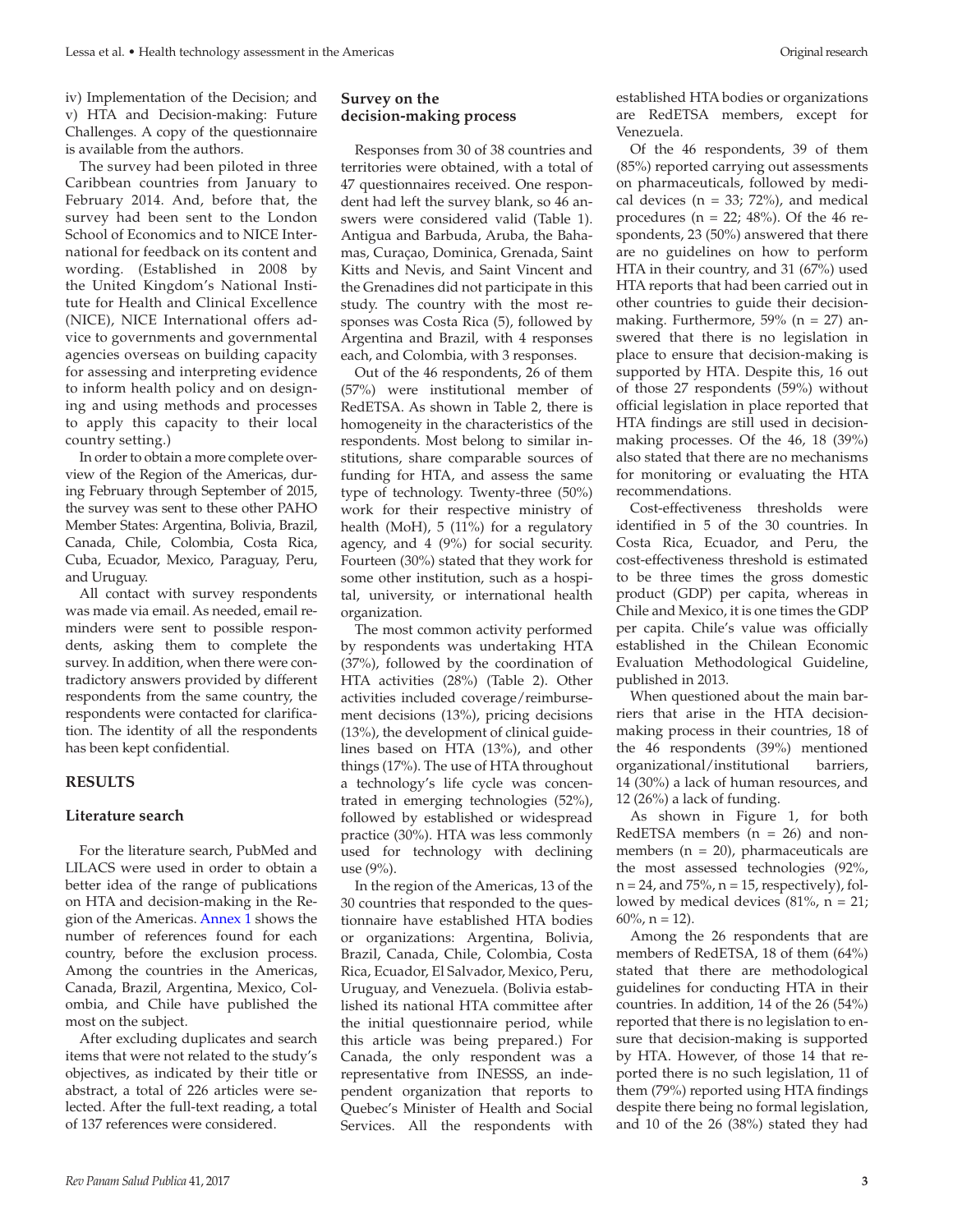iv) Implementation of the Decision; and v) HTA and Decision-making: Future Challenges. A copy of the questionnaire is available from the authors.

The survey had been piloted in three Caribbean countries from January to February 2014. And, before that, the survey had been sent to the London School of Economics and to NICE International for feedback on its content and wording. (Established in 2008 by the United Kingdom's National Institute for Health and Clinical Excellence (NICE), NICE International offers advice to governments and governmental agencies overseas on building capacity for assessing and interpreting evidence to inform health policy and on designing and using methods and processes to apply this capacity to their local country setting.)

In order to obtain a more complete overview of the Region of the Americas, during February through September of 2015, the survey was sent to these other PAHO Member States: Argentina, Bolivia, Brazil, Canada, Chile, Colombia, Costa Rica, Cuba, Ecuador, Mexico, Paraguay, Peru, and Uruguay.

All contact with survey respondents was made via email. As needed, email reminders were sent to possible respondents, asking them to complete the survey. In addition, when there were contradictory answers provided by different respondents from the same country, the respondents were contacted for clarification. The identity of all the respondents has been kept confidential.

## RESULTS

### Literature search

For the literature search, PubMed and LILACS were used in order to obtain a better idea of the range of publications on HTA and decision-making in the Region of the Americas. Annex 1 shows the number of references found for each country, before the exclusion process. Among the countries in the Americas, Canada, Brazil, Argentina, Mexico, Colombia, and Chile have published the most on the subject.

After excluding duplicates and search items that were not related to the study's objectives, as indicated by their title or abstract, a total of 226 articles were selected. After the full-text reading, a total of 137 references were considered.

### Survey on the decision-making process

Responses from 30 of 38 countries and territories were obtained, with a total of 47 questionnaires received. One respondent had left the survey blank, so 46 answers were considered valid (Table 1). Antigua and Barbuda, Aruba, the Bahamas, Curaçao, Dominica, Grenada, Saint Kitts and Nevis, and Saint Vincent and the Grenadines did not participate in this study. The country with the most responses was Costa Rica (5), followed by Argentina and Brazil, with 4 responses each, and Colombia, with 3 responses.

Out of the 46 respondents, 26 of them (57%) were institutional member of RedETSA. As shown in Table 2, there is homogeneity in the characteristics of the respondents. Most belong to similar institutions, share comparable sources of funding for HTA, and assess the same type of technology. Twenty-three (50%) work for their respective ministry of health (MoH), 5 (11%) for a regulatory agency, and 4 (9%) for social security. Fourteen (30%) stated that they work for some other institution, such as a hospital, university, or international health organization.

The most common activity performed by respondents was undertaking HTA (37%), followed by the coordination of HTA activities (28%) (Table 2). Other activities included coverage/reimbursement decisions (13%), pricing decisions (13%), the development of clinical guidelines based on HTA (13%), and other things (17%). The use of HTA throughout a technology's life cycle was concentrated in emerging technologies (52%), followed by established or widespread practice (30%). HTA was less commonly used for technology with declining use (9%).

In the region of the Americas, 13 of the 30 countries that responded to the questionnaire have established HTA bodies or organizations: Argentina, Bolivia, Brazil, Canada, Chile, Colombia, Costa Rica, Ecuador, El Salvador, Mexico, Peru, Uruguay, and Venezuela. (Bolivia established its national HTA committee after the initial questionnaire period, while this article was being prepared.) For Canada, the only respondent was a representative from INESSS, an independent organization that reports to Quebec's Minister of Health and Social Services. All the respondents with established HTA bodies or organizations are RedETSA members, except for Venezuela.

Of the 46 respondents, 39 of them (85%) reported carrying out assessments on pharmaceuticals, followed by medical devices (n = 33; 72%), and medical procedures (n = 22; 48%). Of the 46 respondents, 23 (50%) answered that there are no guidelines on how to perform HTA in their country, and 31 (67%) used HTA reports that had been carried out in other countries to guide their decision-making. Furthermore, 59% (n = 27) answered that there is no legislation in place to ensure that decision-making is supported by HTA. Despite this, 16 out of those 27 respondents (59%) without official legislation in place reported that HTA findings are still used in decision-making processes. Of the 46, 18 (39%) also stated that there are no mechanisms for monitoring or evaluating the HTA recommendations.

Cost-effectiveness thresholds were identified in 5 of the 30 countries. In Costa Rica, Ecuador, and Peru, the cost-effectiveness threshold is estimated to be three times the gross domestic product (GDP) per capita, whereas in Chile and Mexico, it is one times the GDP per capita. Chile's value was officially established in the Chilean Economic Evaluation Methodological Guideline, published in 2013.

When questioned about the main barriers that arise in the HTA decision-making process in their countries, 18 of the 46 respondents (39%) mentioned organizational/institutional barriers, 14 (30%) a lack of human resources, and 12 (26%) a lack of funding.

As shown in Figure 1, for both RedETSA members (n = 26) and non-members (n = 20), pharmaceuticals are the most assessed technologies (92%, n = 24, and 75%, n = 15, respectively), followed by medical devices (81%, n = 21; 60%, n = 12).

Among the 26 respondents that are members of RedETSA, 18 of them (64%) stated that there are methodological guidelines for conducting HTA in their countries. In addition, 14 of the 26 (54%) reported that there is no legislation to ensure that decision-making is supported by HTA. However, of those 14 that reported there is no such legislation, 11 of them (79%) reported using HTA findings despite there being no formal legislation, and 10 of the 26 (38%) stated they had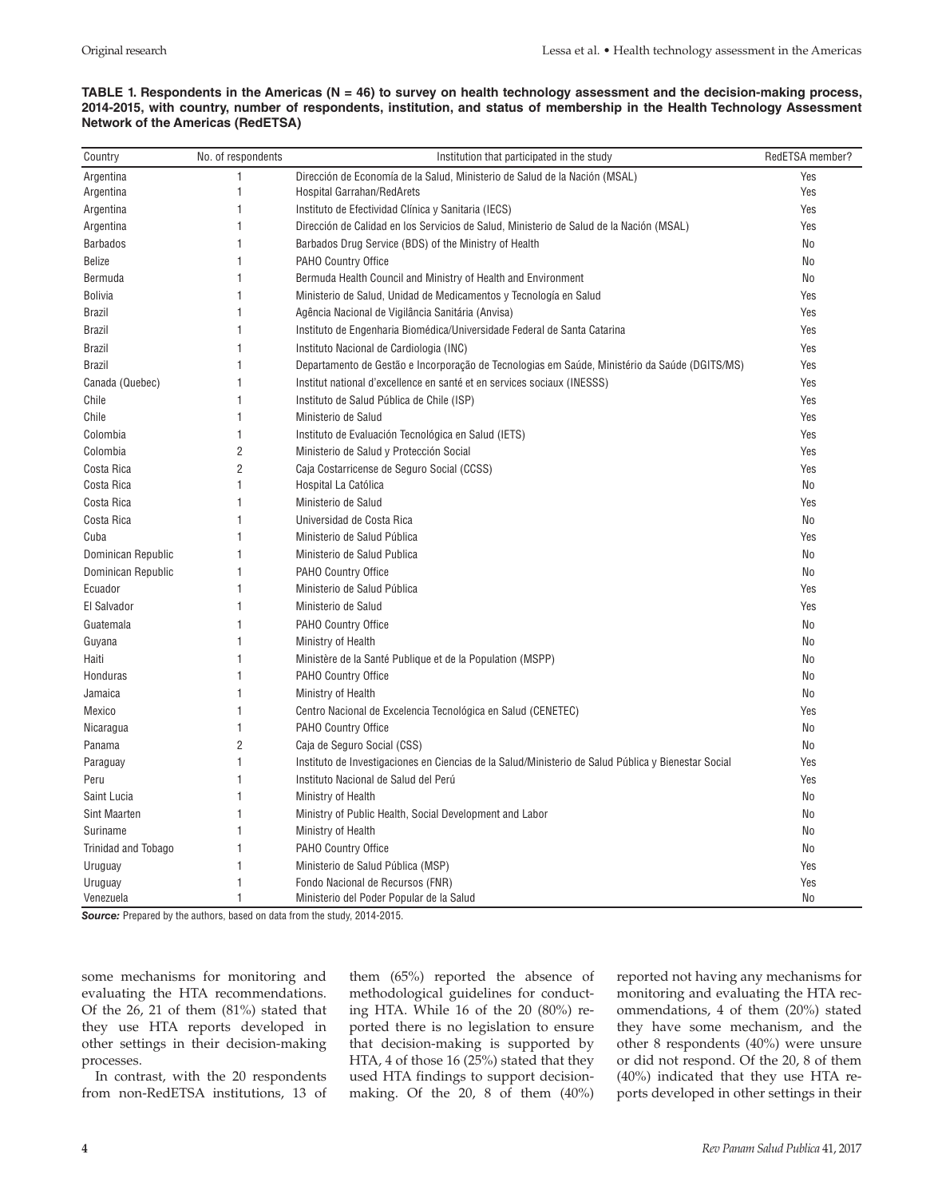**TABLE 1. Respondents in the Americas (N = 46) to survey on health technology assessment and the decision-making process, 2014-2015, with country, number of respondents, institution, and status of membership in the Health Technology Assessment Network of the Americas (RedETSA)**

| Country | No. of respondents | Institution that participated in the study | RedETSA member? |
|---|---|---|---|
| Argentina | 1 | Dirección de Economía de la Salud, Ministerio de Salud de la Nación (MSAL) | Yes |
| Argentina | 1 | Hospital Garrahan/RedArets | Yes |
| Argentina | 1 | Instituto de Efectividad Clínica y Sanitaria (IECS) | Yes |
| Argentina | 1 | Dirección de Calidad en los Servicios de Salud, Ministerio de Salud de la Nación (MSAL) | Yes |
| Barbados | 1 | Barbados Drug Service (BDS) of the Ministry of Health | No |
| Belize | 1 | PAHO Country Office | No |
| Bermuda | 1 | Bermuda Health Council and Ministry of Health and Environment | No |
| Bolivia | 1 | Ministerio de Salud, Unidad de Medicamentos y Tecnología en Salud | Yes |
| Brazil | 1 | Agência Nacional de Vigilância Sanitária (Anvisa) | Yes |
| Brazil | 1 | Instituto de Engenharia Biomédica/Universidade Federal de Santa Catarina | Yes |
| Brazil | 1 | Instituto Nacional de Cardiologia (INC) | Yes |
| Brazil | 1 | Departamento de Gestão e Incorporação de Tecnologias em Saúde, Ministério da Saúde (DGITS/MS) | Yes |
| Canada (Quebec) | 1 | Institut national d'excellence en santé et en services sociaux (INESSS) | Yes |
| Chile | 1 | Instituto de Salud Pública de Chile (ISP) | Yes |
| Chile | 1 | Ministerio de Salud | Yes |
| Colombia | 1 | Instituto de Evaluación Tecnológica en Salud (IETS) | Yes |
| Colombia | 2 | Ministerio de Salud y Protección Social | Yes |
| Costa Rica | 2 | Caja Costarricense de Seguro Social (CCSS) | Yes |
| Costa Rica | 1 | Hospital La Católica | No |
| Costa Rica | 1 | Ministerio de Salud | Yes |
| Costa Rica | 1 | Universidad de Costa Rica | No |
| Cuba | 1 | Ministerio de Salud Pública | Yes |
| Dominican Republic | 1 | Ministerio de Salud Publica | No |
| Dominican Republic | 1 | PAHO Country Office | No |
| Ecuador | 1 | Ministerio de Salud Pública | Yes |
| El Salvador | 1 | Ministerio de Salud | Yes |
| Guatemala | 1 | PAHO Country Office | No |
| Guyana | 1 | Ministry of Health | No |
| Haiti | 1 | Ministère de la Santé Publique et de la Population (MSPP) | No |
| Honduras | 1 | PAHO Country Office | No |
| Jamaica | 1 | Ministry of Health | No |
| Mexico | 1 | Centro Nacional de Excelencia Tecnológica en Salud (CENETEC) | Yes |
| Nicaragua | 1 | PAHO Country Office | No |
| Panama | 2 | Caja de Seguro Social (CSS) | No |
| Paraguay | 1 | Instituto de Investigaciones en Ciencias de la Salud/Ministerio de Salud Pública y Bienestar Social | Yes |
| Peru | 1 | Instituto Nacional de Salud del Perú | Yes |
| Saint Lucia | 1 | Ministry of Health | No |
| Sint Maarten | 1 | Ministry of Public Health, Social Development and Labor | No |
| Suriname | 1 | Ministry of Health | No |
| Trinidad and Tobago | 1 | PAHO Country Office | No |
| Uruguay | 1 | Ministerio de Salud Pública (MSP) | Yes |
| Uruguay | 1 | Fondo Nacional de Recursos (FNR) | Yes |
| Venezuela | 1 | Ministerio del Poder Popular de la Salud | No |

***Source:*** Prepared by the authors, based on data from the study, 2014-2015.

some mechanisms for monitoring and evaluating the HTA recommendations. Of the 26, 21 of them (81%) stated that they use HTA reports developed in other settings in their decision-making processes.

In contrast, with the 20 respondents from non-RedETSA institutions, 13 of them (65%) reported the absence of methodological guidelines for conducting HTA. While 16 of the 20 (80%) reported there is no legislation to ensure that decision-making is supported by HTA, 4 of those 16 (25%) stated that they used HTA findings to support decision-making. Of the 20, 8 of them (40%) reported not having any mechanisms for monitoring and evaluating the HTA recommendations, 4 of them (20%) stated they have some mechanism, and the other 8 respondents (40%) were unsure or did not respond. Of the 20, 8 of them (40%) indicated that they use HTA reports developed in other settings in their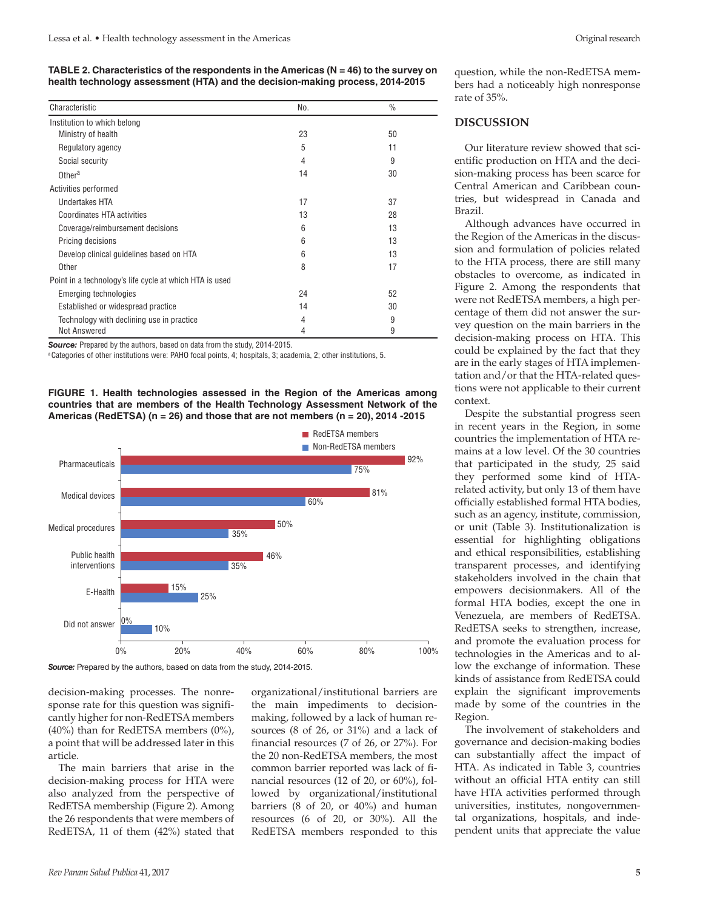**TABLE 2. Characteristics of the respondents in the Americas (N = 46) to the survey on health technology assessment (HTA) and the decision-making process, 2014-2015**

| Characteristic | No. | % |
|---|---|---|
| Institution to which belong | | |
| Ministry of health | 23 | 50 |
| Regulatory agency | 5 | 11 |
| Social security | 4 | 9 |
| Other[a] | 14 | 30 |
| Activities performed | | |
| Undertakes HTA | 17 | 37 |
| Coordinates HTA activities | 13 | 28 |
| Coverage/reimbursement decisions | 6 | 13 |
| Pricing decisions | 6 | 13 |
| Develop clinical guidelines based on HTA | 6 | 13 |
| Other | 8 | 17 |
| Point in a technology's life cycle at which HTA is used | | |
| Emerging technologies | 24 | 52 |
| Established or widespread practice | 14 | 30 |
| Technology with declining use in practice | 4 | 9 |
| Not Answered | 4 | 9 |

***Source:*** Prepared by the authors, based on data from the study, 2014-2015.

[a] Categories of other institutions were: PAHO focal points, 4; hospitals, 3; academia, 2; other institutions, 5.

**FIGURE 1. Health technologies assessed in the Region of the Americas among countries that are members of the Health Technology Assessment Network of the Americas (RedETSA) (n = 26) and those that are not members (n = 20), 2014 -2015**

| Health technology | RedETSA members | Non-RedETSA members |
|---|---|---|
| Pharmaceuticals | 92% | 75% |
| Medical devices | 81% | 60% |
| Medical procedures | 50% | 35% |
| Public health interventions | 46% | 35% |
| E-Health | 15% | 25% |
| Did not answer | 0% | 10% |

***Source:*** Prepared by the authors, based on data from the study, 2014-2015.

decision-making processes. The nonresponse rate for this question was significantly higher for non-RedETSA members (40%) than for RedETSA members (0%), a point that will be addressed later in this article.

The main barriers that arise in the decision-making process for HTA were also analyzed from the perspective of RedETSA membership (Figure 2). Among the 26 respondents that were members of RedETSA, 11 of them (42%) stated that organizational/institutional barriers are the main impediments to decision-making, followed by a lack of human resources (8 of 26, or 31%) and a lack of financial resources (7 of 26, or 27%). For the 20 non-RedETSA members, the most common barrier reported was lack of financial resources (12 of 20, or 60%), followed by organizational/institutional barriers (8 of 20, or 40%) and human resources (6 of 20, or 30%). All the RedETSA members responded to this question, while the non-RedETSA members had a noticeably high nonresponse rate of 35%.

## DISCUSSION

Our literature review showed that scientific production on HTA and the decision-making process has been scarce for Central American and Caribbean countries, but widespread in Canada and Brazil.

Although advances have occurred in the Region of the Americas in the discussion and formulation of policies related to the HTA process, there are still many obstacles to overcome, as indicated in Figure 2. Among the respondents that were not RedETSA members, a high percentage of them did not answer the survey question on the main barriers in the decision-making process on HTA. This could be explained by the fact that they are in the early stages of HTA implementation and/or that the HTA-related questions were not applicable to their current context.

Despite the substantial progress seen in recent years in the Region, in some countries the implementation of HTA remains at a low level. Of the 30 countries that participated in the study, 25 said they performed some kind of HTA-related activity, but only 13 of them have officially established formal HTA bodies, such as an agency, institute, commission, or unit (Table 3). Institutionalization is essential for highlighting obligations and ethical responsibilities, establishing transparent processes, and identifying stakeholders involved in the chain that empowers decisionmakers. All of the formal HTA bodies, except the one in Venezuela, are members of RedETSA. RedETSA seeks to strengthen, increase, and promote the evaluation process for technologies in the Americas and to allow the exchange of information. These kinds of assistance from RedETSA could explain the significant improvements made by some of the countries in the Region.

The involvement of stakeholders and governance and decision-making bodies can substantially affect the impact of HTA. As indicated in Table 3, countries without an official HTA entity can still have HTA activities performed through universities, institutes, nongovernmental organizations, hospitals, and independent units that appreciate the value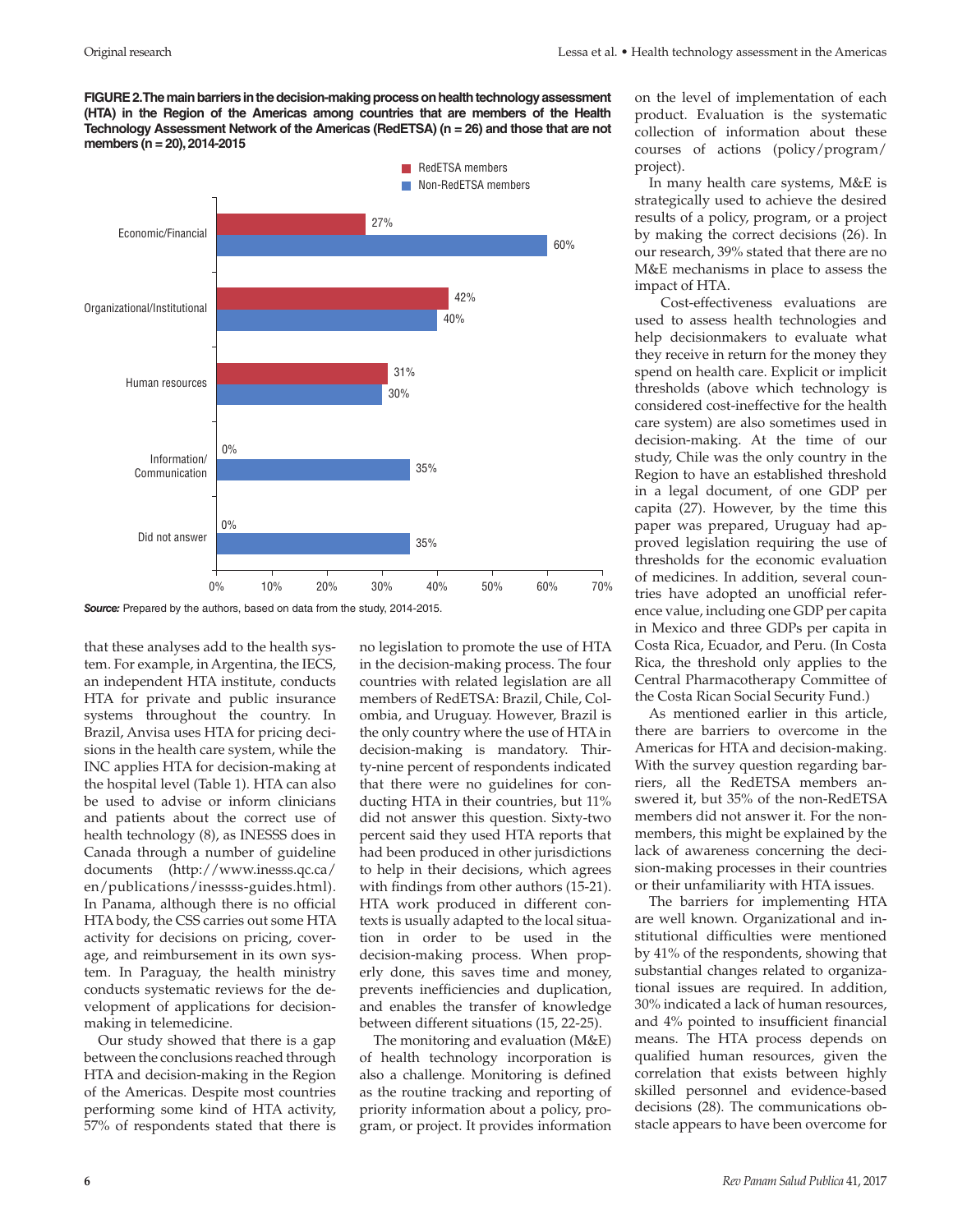**FIGURE 2. The main barriers in the decision-making process on health technology assessment (HTA) in the Region of the Americas among countries that are members of the Health Technology Assessment Network of the Americas (RedETSA) (n = 26) and those that are not members (n = 20), 2014-2015**

| Barrier | RedETSA members | Non-RedETSA members |
| --- | --- | --- |
| Economic/Financial | 27% | 60% |
| Organizational/Institutional | 42% | 40% |
| Human resources | 31% | 30% |
| Information/Communication | 0% | 35% |
| Did not answer | 0% | 35% |

***Source:*** Prepared by the authors, based on data from the study, 2014-2015.

that these analyses add to the health system. For example, in Argentina, the IECS, an independent HTA institute, conducts HTA for private and public insurance systems throughout the country. In Brazil, Anvisa uses HTA for pricing decisions in the health care system, while the INC applies HTA for decision-making at the hospital level (Table 1). HTA can also be used to advise or inform clinicians and patients about the correct use of health technology (8), as INESSS does in Canada through a number of guideline documents (http://www.inesss.qc.ca/en/publications/inessss-guides.html). In Panama, although there is no official HTA body, the CSS carries out some HTA activity for decisions on pricing, coverage, and reimbursement in its own system. In Paraguay, the health ministry conducts systematic reviews for the development of applications for decision-making in telemedicine.

Our study showed that there is a gap between the conclusions reached through HTA and decision-making in the Region of the Americas. Despite most countries performing some kind of HTA activity, 57% of respondents stated that there is no legislation to promote the use of HTA in the decision-making process. The four countries with related legislation are all members of RedETSA: Brazil, Chile, Colombia, and Uruguay. However, Brazil is the only country where the use of HTA in decision-making is mandatory. Thirty-nine percent of respondents indicated that there were no guidelines for conducting HTA in their countries, but 11% did not answer this question. Sixty-two percent said they used HTA reports that had been produced in other jurisdictions to help in their decisions, which agrees with findings from other authors (15-21). HTA work produced in different contexts is usually adapted to the local situation in order to be used in the decision-making process. When properly done, this saves time and money, prevents inefficiencies and duplication, and enables the transfer of knowledge between different situations (15, 22-25).

The monitoring and evaluation (M&E) of health technology incorporation is also a challenge. Monitoring is defined as the routine tracking and reporting of priority information about a policy, program, or project. It provides information on the level of implementation of each product. Evaluation is the systematic collection of information about these courses of actions (policy/program/project).

In many health care systems, M&E is strategically used to achieve the desired results of a policy, program, or a project by making the correct decisions (26). In our research, 39% stated that there are no M&E mechanisms in place to assess the impact of HTA.

Cost-effectiveness evaluations are used to assess health technologies and help decisionmakers to evaluate what they receive in return for the money they spend on health care. Explicit or implicit thresholds (above which technology is considered cost-ineffective for the health care system) are also sometimes used in decision-making. At the time of our study, Chile was the only country in the Region to have an established threshold in a legal document, of one GDP per capita (27). However, by the time this paper was prepared, Uruguay had approved legislation requiring the use of thresholds for the economic evaluation of medicines. In addition, several countries have adopted an unofficial reference value, including one GDP per capita in Mexico and three GDPs per capita in Costa Rica, Ecuador, and Peru. (In Costa Rica, the threshold only applies to the Central Pharmacotherapy Committee of the Costa Rican Social Security Fund.)

As mentioned earlier in this article, there are barriers to overcome in the Americas for HTA and decision-making. With the survey question regarding barriers, all the RedETSA members answered it, but 35% of the non-RedETSA members did not answer it. For the non-members, this might be explained by the lack of awareness concerning the decision-making processes in their countries or their unfamiliarity with HTA issues.

The barriers for implementing HTA are well known. Organizational and institutional difficulties were mentioned by 41% of the respondents, showing that substantial changes related to organizational issues are required. In addition, 30% indicated a lack of human resources, and 4% pointed to insufficient financial means. The HTA process depends on qualified human resources, given the correlation that exists between highly skilled personnel and evidence-based decisions (28). The communications obstacle appears to have been overcome for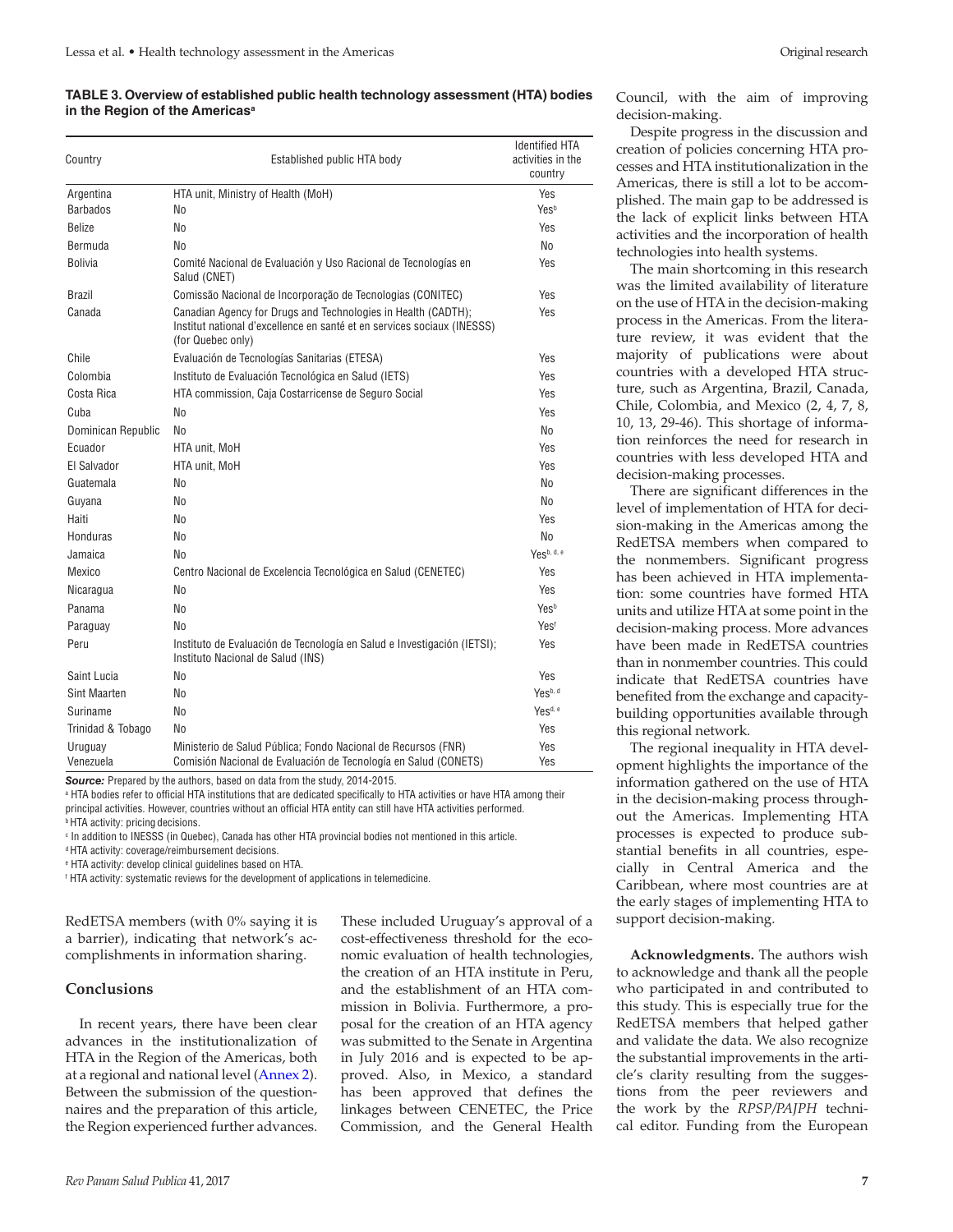**TABLE 3. Overview of established public health technology assessment (HTA) bodies in the Region of the Americas[a]**

| Country | Established public HTA body | Identified HTA activities in the country |
|---|---|---|
| Argentina | HTA unit, Ministry of Health (MoH) | Yes |
| Barbados | No | Yes[b] |
| Belize | No | Yes |
| Bermuda | No | No |
| Bolivia | Comité Nacional de Evaluación y Uso Racional de Tecnologías en Salud (CNET) | Yes |
| Brazil | Comissão Nacional de Incorporação de Tecnologias (CONITEC) | Yes |
| Canada | Canadian Agency for Drugs and Technologies in Health (CADTH); Institut national d'excellence en santé et en services sociaux (INESSS) (for Quebec only) | Yes |
| Chile | Evaluación de Tecnologías Sanitarias (ETESA) | Yes |
| Colombia | Instituto de Evaluación Tecnológica en Salud (IETS) | Yes |
| Costa Rica | HTA commission, Caja Costarricense de Seguro Social | Yes |
| Cuba | No | Yes |
| Dominican Republic | No | No |
| Ecuador | HTA unit, MoH | Yes |
| El Salvador | HTA unit, MoH | Yes |
| Guatemala | No | No |
| Guyana | No | No |
| Haiti | No | Yes |
| Honduras | No | No |
| Jamaica | No | Yes[b, d, e] |
| Mexico | Centro Nacional de Excelencia Tecnológica en Salud (CENETEC) | Yes |
| Nicaragua | No | Yes |
| Panama | No | Yes[b] |
| Paraguay | No | Yes[f] |
| Peru | Instituto de Evaluación de Tecnología en Salud e Investigación (IETSI); Instituto Nacional de Salud (INS) | Yes |
| Saint Lucia | No | Yes |
| Sint Maarten | No | Yes[b, d] |
| Suriname | No | Yes[d, e] |
| Trinidad & Tobago | No | Yes |
| Uruguay | Ministerio de Salud Pública; Fondo Nacional de Recursos (FNR) | Yes |
| Venezuela | Comisión Nacional de Evaluación de Tecnología en Salud (CONETS) | Yes |

***Source:*** Prepared by the authors, based on data from the study, 2014-2015.

[a] HTA bodies refer to official HTA institutions that are dedicated specifically to HTA activities or have HTA among their principal activities. However, countries without an official HTA entity can still have HTA activities performed.

[b] HTA activity: pricing decisions.

[c] In addition to INESSS (in Quebec), Canada has other HTA provincial bodies not mentioned in this article.

[d] HTA activity: coverage/reimbursement decisions.

[e] HTA activity: develop clinical guidelines based on HTA.

[f] HTA activity: systematic reviews for the development of applications in telemedicine.

RedETSA members (with 0% saying it is a barrier), indicating that network's accomplishments in information sharing.

## Conclusions

In recent years, there have been clear advances in the institutionalization of HTA in the Region of the Americas, both at a regional and national level (Annex 2). Between the submission of the questionnaires and the preparation of this article, the Region experienced further advances. These included Uruguay's approval of a cost-effectiveness threshold for the economic evaluation of health technologies, the creation of an HTA institute in Peru, and the establishment of an HTA commission in Bolivia. Furthermore, a proposal for the creation of an HTA agency was submitted to the Senate in Argentina in July 2016 and is expected to be approved. Also, in Mexico, a standard has been approved that defines the linkages between CENETEC, the Price Commission, and the General Health Council, with the aim of improving decision-making.

Despite progress in the discussion and creation of policies concerning HTA processes and HTA institutionalization in the Americas, there is still a lot to be accomplished. The main gap to be addressed is the lack of explicit links between HTA activities and the incorporation of health technologies into health systems.

The main shortcoming in this research was the limited availability of literature on the use of HTA in the decision-making process in the Americas. From the literature review, it was evident that the majority of publications were about countries with a developed HTA structure, such as Argentina, Brazil, Canada, Chile, Colombia, and Mexico (2, 4, 7, 8, 10, 13, 29-46). This shortage of information reinforces the need for research in countries with less developed HTA and decision-making processes.

There are significant differences in the level of implementation of HTA for decision-making in the Americas among the RedETSA members when compared to the nonmembers. Significant progress has been achieved in HTA implementation: some countries have formed HTA units and utilize HTA at some point in the decision-making process. More advances have been made in RedETSA countries than in nonmember countries. This could indicate that RedETSA countries have benefited from the exchange and capacity-building opportunities available through this regional network.

The regional inequality in HTA development highlights the importance of the information gathered on the use of HTA in the decision-making process throughout the Americas. Implementing HTA processes is expected to produce substantial benefits in all countries, especially in Central America and the Caribbean, where most countries are at the early stages of implementing HTA to support decision-making.

**Acknowledgments.** The authors wish to acknowledge and thank all the people who participated in and contributed to this study. This is especially true for the RedETSA members that helped gather and validate the data. We also recognize the substantial improvements in the article's clarity resulting from the suggestions from the peer reviewers and the work by the *RPSP/PAJPH* technical editor. Funding from the European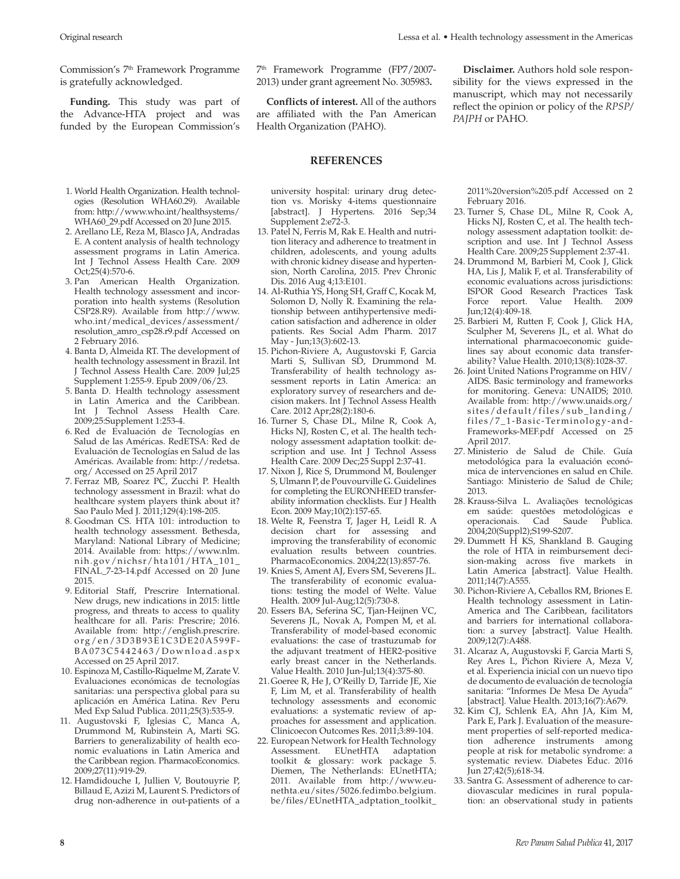Commission's 7th Framework Programme is gratefully acknowledged.

**Funding.** This study was part of the Advance-HTA project and was funded by the European Commission's 7th Framework Programme (FP7/2007-2013) under grant agreement No. 305983**.**

**Conflicts of interest.** All of the authors are affiliated with the Pan American Health Organization (PAHO).

**Disclaimer.** Authors hold sole responsibility for the views expressed in the manuscript, which may not necessarily reflect the opinion or policy of the *RPSP/PAJPH* or PAHO.

## REFERENCES

1. World Health Organization. Health technologies (Resolution WHA60.29). Available from: http://www.who.int/healthsystems/WHA60_29.pdf Accessed on 20 June 2015.
2. Arellano LE, Reza M, Blasco JA, Andradas E. A content analysis of health technology assessment programs in Latin America. Int J Technol Assess Health Care. 2009 Oct;25(4):570-6.
3. Pan American Health Organization. Health technology assessment and incorporation into health systems (Resolution CSP28.R9). Available from http://www.who.int/medical_devices/assessment/resolution_amro_csp28.r9.pdf Accessed on 2 February 2016.
4. Banta D, Almeida RT. The development of health technology assessment in Brazil. Int J Technol Assess Health Care. 2009 Jul;25 Supplement 1:255-9. Epub 2009/06/23.
5. Banta D. Health technology assessment in Latin America and the Caribbean. Int J Technol Assess Health Care. 2009;25:Supplement 1:253-4.
6. Red de Evaluación de Tecnologías en Salud de las Américas. RedETSA: Red de Evaluación de Tecnologías en Salud de las Américas. Available from: http://redetsa.org/ Accessed on 25 April 2017
7. Ferraz MB, Soarez PC, Zucchi P. Health technology assessment in Brazil: what do healthcare system players think about it? Sao Paulo Med J. 2011;129(4):198-205.
8. Goodman CS. HTA 101: introduction to health technology assessment. Bethesda, Maryland: National Library of Medicine; 2014. Available from: https://www.nlm.nih.gov/nichsr/hta101/HTA_101_FINAL_7-23-14.pdf Accessed on 20 June 2015.
9. Editorial Staff, Prescrire International. New drugs, new indications in 2015: little progress, and threats to access to quality healthcare for all. Paris: Prescrire; 2016. Available from: http://english.prescrire.org/en/3D3B93E1C3DE20A599F-BA073C5442463/Download.aspx Accessed on 25 April 2017.
10. Espinoza M, Castillo-Riquelme M, Zarate V. Evaluaciones económicas de tecnologías sanitarias: una perspectiva global para su aplicación en América Latina. Rev Peru Med Exp Salud Publica. 2011;25(3):535-9.
11. Augustovski F, Iglesias C, Manca A, Drummond M, Rubinstein A, Marti SG. Barriers to generalizability of health economic evaluations in Latin America and the Caribbean region. PharmacoEconomics. 2009;27(11):919-29.
12. Hamdidouche I, Jullien V, Boutouyrie P, Billaud E, Azizi M, Laurent S. Predictors of drug non-adherence in out-patients of a university hospital: urinary drug detection vs. Morisky 4-items questionnaire [abstract]. J Hypertens. 2016 Sep;34 Supplement 2:e72-3.
13. Patel N, Ferris M, Rak E. Health and nutrition literacy and adherence to treatment in children, adolescents, and young adults with chronic kidney disease and hypertension, North Carolina, 2015. Prev Chronic Dis. 2016 Aug 4;13:E101.
14. Al-Ruthia YS, Hong SH, Graff C, Kocak M, Solomon D, Nolly R. Examining the relationship between antihypertensive medication satisfaction and adherence in older patients. Res Social Adm Pharm. 2017 May - Jun;13(3):602-13.
15. Pichon-Riviere A, Augustovski F, Garcia Marti S, Sullivan SD, Drummond M. Transferability of health technology assessment reports in Latin America: an exploratory survey of researchers and decision makers. Int J Technol Assess Health Care. 2012 Apr;28(2):180-6.
16. Turner S, Chase DL, Milne R, Cook A, Hicks NJ, Rosten C, et al. The health technology assessment adaptation toolkit: description and use. Int J Technol Assess Health Care. 2009 Dec;25 Suppl 2:37-41.
17. Nixon J, Rice S, Drummond M, Boulenger S, Ulmann P, de Pouvourville G. Guidelines for completing the EURONHEED transferability information checklists. Eur J Health Econ. 2009 May;10(2):157-65.
18. Welte R, Feenstra T, Jager H, Leidl R. A decision chart for assessing and improving the transferability of economic evaluation results between countries. PharmacoEconomics. 2004;22(13):857-76.
19. Knies S, Ament AJ, Evers SM, Severens JL. The transferability of economic evaluations: testing the model of Welte. Value Health. 2009 Jul-Aug;12(5):730-8.
20. Essers BA, Seferina SC, Tjan-Heijnen VC, Severens JL, Novak A, Pompen M, et al. Transferability of model-based economic evaluations: the case of trastuzumab for the adjuvant treatment of HER2-positive early breast cancer in the Netherlands. Value Health. 2010 Jun-Jul;13(4):375-80.
21. Goeree R, He J, O'Reilly D, Tarride JE, Xie F, Lim M, et al. Transferability of health technology assessments and economic evaluations: a systematic review of approaches for assessment and application. Clinicoecon Outcomes Res. 2011;3:89-104.
22. European Network for Health Technology Assessment. EUnetHTA adaptation toolkit & glossary: work package 5. Diemen, The Netherlands: EUnetHTA; 2011. Available from http://www.eunethta.eu/sites/5026.fedimbo.belgium.be/files/EUnetHTA_adptation_toolkit_2011%20version%205.pdf Accessed on 2 February 2016.
23. Turner S, Chase DL, Milne R, Cook A, Hicks NJ, Rosten C, et al. The health technology assessment adaptation toolkit: description and use. Int J Technol Assess Health Care. 2009;25 Supplement 2:37-41.
24. Drummond M, Barbieri M, Cook J, Glick HA, Lis J, Malik F, et al. Transferability of economic evaluations across jurisdictions: ISPOR Good Research Practices Task Force report. Value Health. 2009 Jun;12(4):409-18.
25. Barbieri M, Rutten F, Cook J, Glick HA, Sculpher M, Severens JL, et al. What do international pharmacoeconomic guidelines say about economic data transferability? Value Health. 2010;13(8):1028-37.
26. Joint United Nations Programme on HIV/AIDS. Basic terminology and frameworks for monitoring. Geneva: UNAIDS; 2010. Available from: http://www.unaids.org/sites/default/files/sub_landing/files/7_1-Basic-Terminology-and-Frameworks-MEF.pdf Accessed on 25 April 2017.
27. Ministerio de Salud de Chile. Guía metodológica para la evaluación económica de intervenciones en salud en Chile. Santiago: Ministerio de Salud de Chile; 2013.
28. Krauss-Silva L. Avaliações tecnológicas em saúde: questões metodológicas e operacionais. Cad Saude Publica. 2004;20(Suppl2);S199-S207.
29. Dummett H KS, Shankland B. Gauging the role of HTA in reimbursement decision-making across five markets in Latin America [abstract]. Value Health. 2011;14(7):A555.
30. Pichon-Riviere A, Ceballos RM, Briones E. Health technology assessment in Latin-America and The Caribbean, facilitators and barriers for international collaboration: a survey [abstract]. Value Health. 2009;12(7):A488.
31. Alcaraz A, Augustovski F, Garcia Marti S, Rey Ares L, Pichon Riviere A, Meza V, et al. Experiencia inicial con un nuevo tipo de documento de evaluación de tecnología sanitaria: "Informes De Mesa De Ayuda" [abstract]. Value Health. 2013;16(7):A679.
32. Kim CJ, Schlenk EA, Ahn JA, Kim M, Park E, Park J. Evaluation of the measurement properties of self-reported medication adherence instruments among people at risk for metabolic syndrome: a systematic review. Diabetes Educ. 2016 Jun 27;42(5);618-34.
33. Santra G. Assessment of adherence to cardiovascular medicines in rural population: an observational study in patients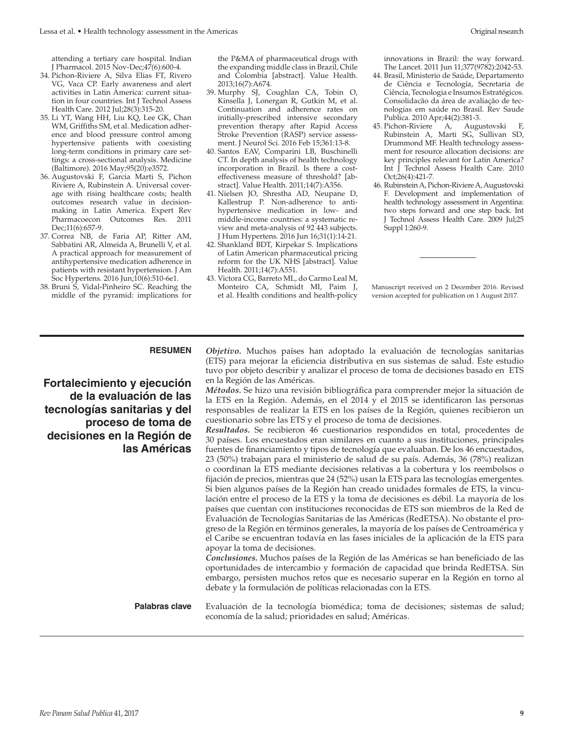attending a tertiary care hospital. Indian J Pharmacol. 2015 Nov-Dec;47(6):600-4.

34. Pichon-Riviere A, Silva Elias FT, Rivero VG, Vaca CP. Early awareness and alert activities in Latin America: current situation in four countries. Int J Technol Assess Health Care. 2012 Jul;28(3):315-20.
35. Li YT, Wang HH, Liu KQ, Lee GK, Chan WM, Griffiths SM, et al. Medication adherence and blood pressure control among hypertensive patients with coexisting long-term conditions in primary care settings: a cross-sectional analysis. Medicine (Baltimore). 2016 May;95(20):e3572.
36. Augustovski F, Garcia Marti S, Pichon Riviere A, Rubinstein A. Universal coverage with rising healthcare costs; health outcomes research value in decision-making in Latin America. Expert Rev Pharmacoecon Outcomes Res. 2011 Dec;11(6):657-9.
37. Correa NB, de Faria AP, Ritter AM, Sabbatini AR, Almeida A, Brunelli V, et al. A practical approach for measurement of antihypertensive medication adherence in patients with resistant hypertension. J Am Soc Hypertens. 2016 Jun;10(6):510-6e1.
38. Bruni S, Vidal-Pinheiro SC. Reaching the middle of the pyramid: implications for the P&MA of pharmaceutical drugs with the expanding middle class in Brazil, Chile and Colombia [abstract]. Value Health. 2013;16(7):A674.
39. Murphy SJ, Coughlan CA, Tobin O, Kinsella J, Lonergan R, Gutkin M, et al. Continuation and adherence rates on initially-prescribed intensive secondary prevention therapy after Rapid Access Stroke Prevention (RASP) service assessment. J Neurol Sci. 2016 Feb 15;361:13-8.
40. Santos EAV, Comparini LB, Buschinelli CT. In depth analysis of health technology incorporation in Brazil. Is there a cost-effectiveness measure of threshold? [abstract]. Value Health. 2011;14(7):A356.
41. Nielsen JO, Shrestha AD, Neupane D, Kallestrup P. Non-adherence to antihypertensive medication in low- and middle-income countries: a systematic review and meta-analysis of 92 443 subjects. J Hum Hypertens. 2016 Jun 16;31(1):14-21.
42. Shankland BDT, Kirpekar S. Implications of Latin American pharmaceutical pricing reform for the UK NHS [abstract]. Value Health. 2011;14(7):A551.
43. Victora CG, Barreto ML, do Carmo Leal M, Monteiro CA, Schmidt MI, Paim J, et al. Health conditions and health-policy innovations in Brazil: the way forward. The Lancet. 2011 Jun 11;377(9782):2042-53.
44. Brasil, Ministerio de Saúde, Departamento de Ciência e Tecnología, Secretaria de Ciência, Tecnologia e Insumos Estratégicos. Consolidacão da área de avaliação de tecnologias em saúde no Brasil. Rev Saude Publica. 2010 Apr;44(2):381-3.
45. Pichon-Riviere A, Augustovski F, Rubinstein A, Marti SG, Sullivan SD, Drummond MF. Health technology assessment for resource allocation decisions: are key principles relevant for Latin America? Int J Technol Assess Health Care. 2010 Oct;26(4):421-7.
46. Rubinstein A, Pichon-Riviere A, Augustovski F. Development and implementation of health technology assessment in Argentina: two steps forward and one step back. Int J Technol Assess Health Care. 2009 Jul;25 Suppl 1:260-9.

Manuscript received on 2 December 2016. Revised version accepted for publication on 1 August 2017.

---

**RESUMEN**

## Fortalecimiento y ejecución de la evaluación de las tecnologías sanitarias y del proceso de toma de decisiones en la Región de las Américas

***Objetivo.*** Muchos países han adoptado la evaluación de tecnologías sanitarias (ETS) para mejorar la eficiencia distributiva en sus sistemas de salud. Este estudio tuvo por objeto describir y analizar el proceso de toma de decisiones basado en ETS en la Región de las Américas.

***Métodos.*** Se hizo una revisión bibliográfica para comprender mejor la situación de la ETS en la Región. Además, en el 2014 y el 2015 se identificaron las personas responsables de realizar la ETS en los países de la Región, quienes recibieron un cuestionario sobre las ETS y el proceso de toma de decisiones.

***Resultados.*** Se recibieron 46 cuestionarios respondidos en total, procedentes de 30 países. Los encuestados eran similares en cuanto a sus instituciones, principales fuentes de financiamiento y tipos de tecnología que evaluaban. De los 46 encuestados, 23 (50%) trabajan para el ministerio de salud de su país. Además, 36 (78%) realizan o coordinan la ETS mediante decisiones relativas a la cobertura y los reembolsos o fijación de precios, mientras que 24 (52%) usan la ETS para las tecnologías emergentes. Si bien algunos países de la Región han creado unidades formales de ETS, la vinculación entre el proceso de la ETS y la toma de decisiones es débil. La mayoría de los países que cuentan con instituciones reconocidas de ETS son miembros de la Red de Evaluación de Tecnologías Sanitarias de las Américas (RedETSA). No obstante el progreso de la Región en términos generales, la mayoría de los países de Centroamérica y el Caribe se encuentran todavía en las fases iniciales de la aplicación de la ETS para apoyar la toma de decisiones.

***Conclusiones.*** Muchos países de la Región de las Américas se han beneficiado de las oportunidades de intercambio y formación de capacidad que brinda RedETSA. Sin embargo, persisten muchos retos que es necesario superar en la Región en torno al debate y la formulación de políticas relacionadas con la ETS.

**Palabras clave** Evaluación de la tecnología biomédica; toma de decisiones; sistemas de salud; economía de la salud; prioridades en salud; Américas.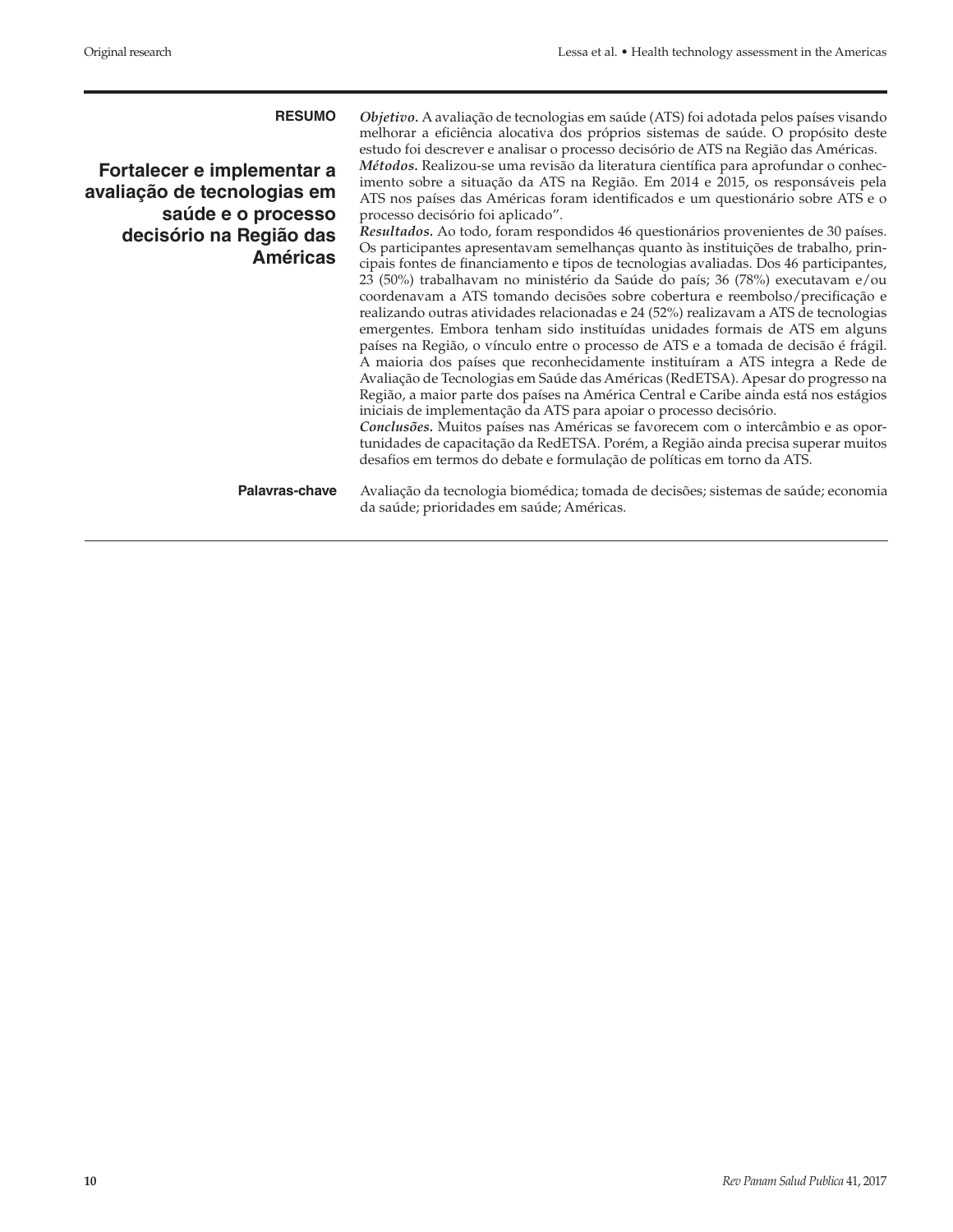## RESUMO

# Fortalecer e implementar a avaliação de tecnologias em saúde e o processo decisório na Região das Américas

***Objetivo.*** A avaliação de tecnologias em saúde (ATS) foi adotada pelos países visando melhorar a eficiência alocativa dos próprios sistemas de saúde. O propósito deste estudo foi descrever e analisar o processo decisório de ATS na Região das Américas.

***Métodos.*** Realizou-se uma revisão da literatura científica para aprofundar o conhecimento sobre a situação da ATS na Região. Em 2014 e 2015, os responsáveis pela ATS nos países das Américas foram identificados e um questionário sobre ATS e o processo decisório foi aplicado".

***Resultados.*** Ao todo, foram respondidos 46 questionários provenientes de 30 países. Os participantes apresentavam semelhanças quanto às instituições de trabalho, principais fontes de financiamento e tipos de tecnologias avaliadas. Dos 46 participantes, 23 (50%) trabalhavam no ministério da Saúde do país; 36 (78%) executavam e/ou coordenavam a ATS tomando decisões sobre cobertura e reembolso/precificação e realizando outras atividades relacionadas e 24 (52%) realizavam a ATS de tecnologias emergentes. Embora tenham sido instituídas unidades formais de ATS em alguns países na Região, o vínculo entre o processo de ATS e a tomada de decisão é frágil. A maioria dos países que reconhecidamente instituíram a ATS integra a Rede de Avaliação de Tecnologias em Saúde das Américas (RedETSA). Apesar do progresso na Região, a maior parte dos países na América Central e Caribe ainda está nos estágios iniciais de implementação da ATS para apoiar o processo decisório.

***Conclusões.*** Muitos países nas Américas se favorecem com o intercâmbio e as oportunidades de capacitação da RedETSA. Porém, a Região ainda precisa superar muitos desafios em termos do debate e formulação de políticas em torno da ATS.

**Palavras-chave** Avaliação da tecnologia biomédica; tomada de decisões; sistemas de saúde; economia da saúde; prioridades em saúde; Américas.